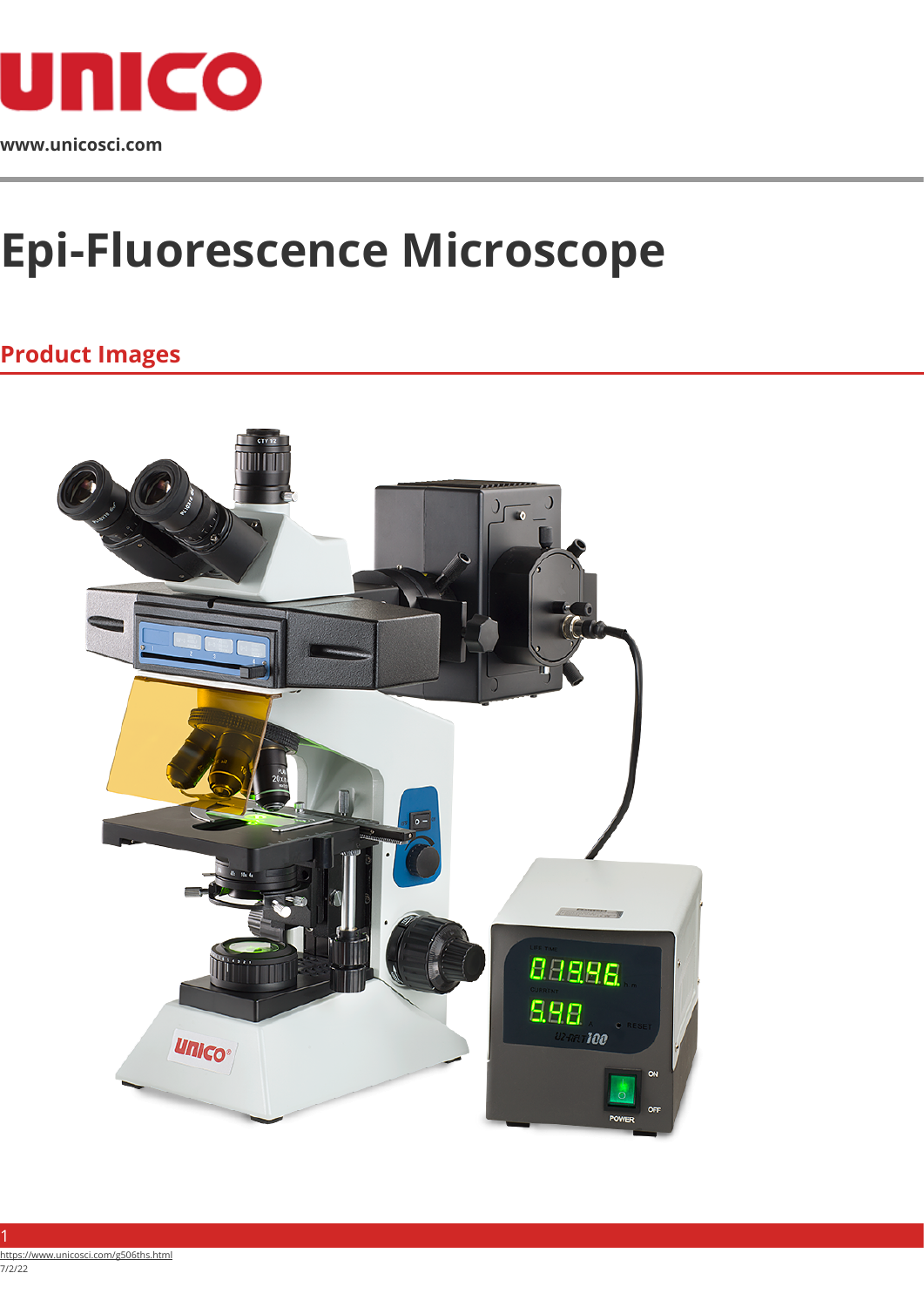www.unicosci.com

# Epi-Fluorescence Microscope

## Product Images

https://www.unicosci.com/g506ths.html
7/2/22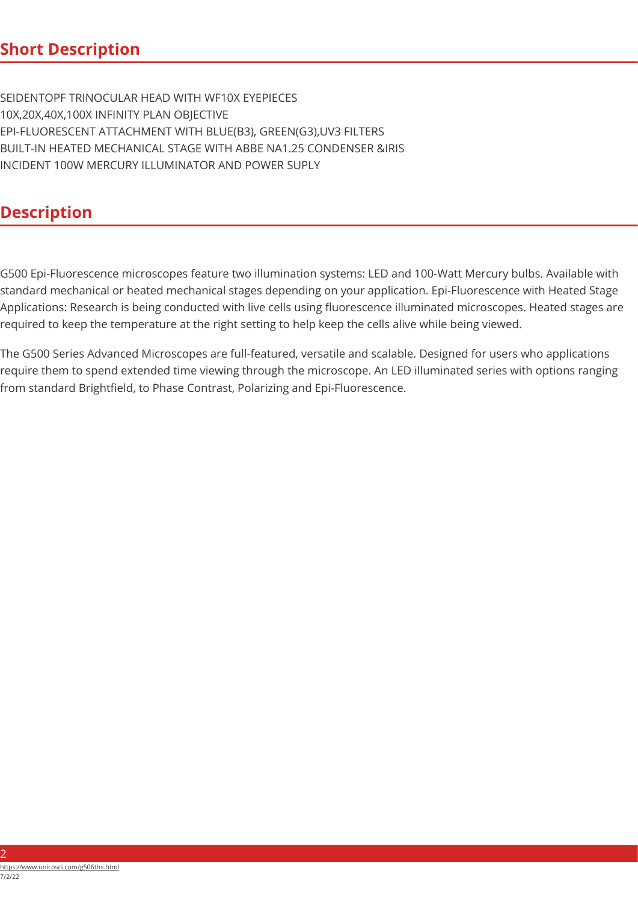## Short Description

SEIDENTOPF TRINOCULAR HEAD WITH WF10X EYEPIECES
10X,20X,40X,100X INFINITY PLAN OBJECTIVE
EPI-FLUORESCENT ATTACHMENT WITH BLUE(B3), GREEN(G3),UV3 FILTERS
BUILT-IN HEATED MECHANICAL STAGE WITH ABBE NA1.25 CONDENSER &IRIS
INCIDENT 100W MERCURY ILLUMINATOR AND POWER SUPLY

## Description

G500 Epi-Fluorescence microscopes feature two illumination systems: LED and 100-Watt Mercury bulbs. Available with standard mechanical or heated mechanical stages depending on your application. Epi-Fluorescence with Heated Stage Applications: Research is being conducted with live cells using fluorescence illuminated microscopes. Heated stages are required to keep the temperature at the right setting to help keep the cells alive while being viewed.

The G500 Series Advanced Microscopes are full-featured, versatile and scalable. Designed for users who applications require them to spend extended time viewing through the microscope. An LED illuminated series with options ranging from standard Brightfield, to Phase Contrast, Polarizing and Epi-Fluorescence.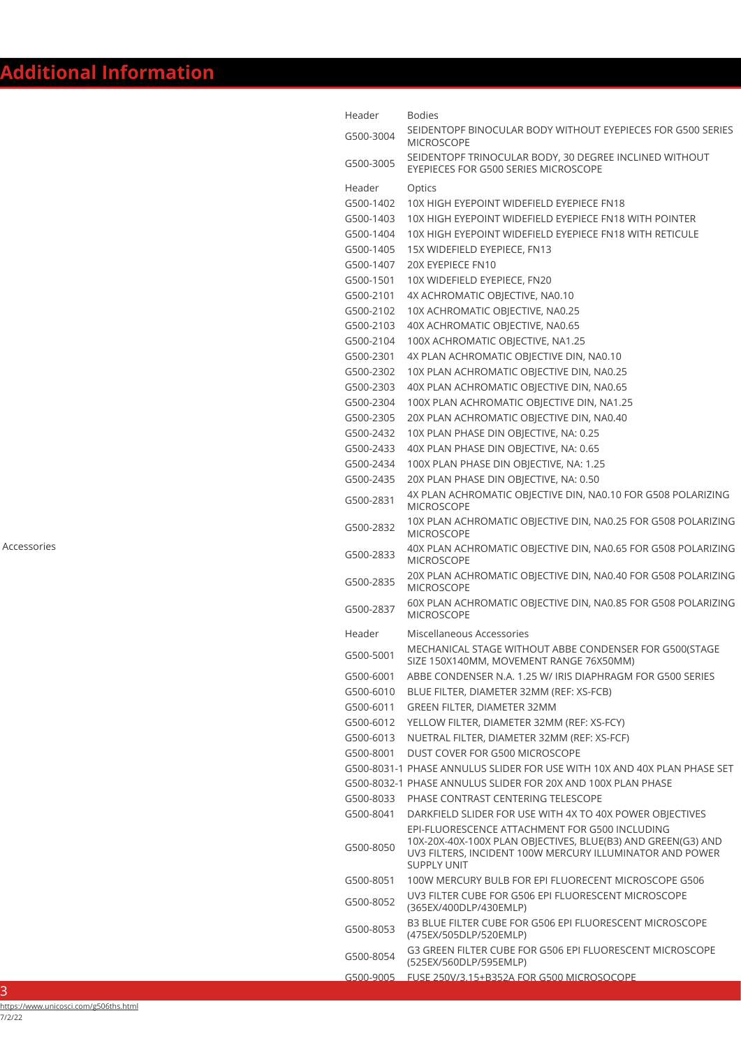# Additional Information

| | | |
|---|---|---|
| Accessories | Header | Bodies |
| | G500-3004 | SEIDENTOPF BINOCULAR BODY WITHOUT EYEPIECES FOR G500 SERIES MICROSCOPE |
| | G500-3005 | SEIDENTOPF TRINOCULAR BODY, 30 DEGREE INCLINED WITHOUT EYEPIECES FOR G500 SERIES MICROSCOPE |
| | Header | Optics |
| | G500-1402 | 10X HIGH EYEPOINT WIDEFIELD EYEPIECE FN18 |
| | G500-1403 | 10X HIGH EYEPOINT WIDEFIELD EYEPIECE FN18 WITH POINTER |
| | G500-1404 | 10X HIGH EYEPOINT WIDEFIELD EYEPIECE FN18 WITH RETICULE |
| | G500-1405 | 15X WIDEFIELD EYEPIECE, FN13 |
| | G500-1407 | 20X EYEPIECE FN10 |
| | G500-1501 | 10X WIDEFIELD EYEPIECE, FN20 |
| | G500-2101 | 4X ACHROMATIC OBJECTIVE, NA0.10 |
| | G500-2102 | 10X ACHROMATIC OBJECTIVE, NA0.25 |
| | G500-2103 | 40X ACHROMATIC OBJECTIVE, NA0.65 |
| | G500-2104 | 100X ACHROMATIC OBJECTIVE, NA1.25 |
| | G500-2301 | 4X PLAN ACHROMATIC OBJECTIVE DIN, NA0.10 |
| | G500-2302 | 10X PLAN ACHROMATIC OBJECTIVE DIN, NA0.25 |
| | G500-2303 | 40X PLAN ACHROMATIC OBJECTIVE DIN, NA0.65 |
| | G500-2304 | 100X PLAN ACHROMATIC OBJECTIVE DIN, NA1.25 |
| | G500-2305 | 20X PLAN ACHROMATIC OBJECTIVE DIN, NA0.40 |
| | G500-2432 | 10X PLAN PHASE DIN OBJECTIVE, NA: 0.25 |
| | G500-2433 | 40X PLAN PHASE DIN OBJECTIVE, NA: 0.65 |
| | G500-2434 | 100X PLAN PHASE DIN OBJECTIVE, NA: 1.25 |
| | G500-2435 | 20X PLAN PHASE DIN OBJECTIVE, NA: 0.50 |
| | G500-2831 | 4X PLAN ACHROMATIC OBJECTIVE DIN, NA0.10 FOR G508 POLARIZING MICROSCOPE |
| | G500-2832 | 10X PLAN ACHROMATIC OBJECTIVE DIN, NA0.25 FOR G508 POLARIZING MICROSCOPE |
| | G500-2833 | 40X PLAN ACHROMATIC OBJECTIVE DIN, NA0.65 FOR G508 POLARIZING MICROSCOPE |
| | G500-2835 | 20X PLAN ACHROMATIC OBJECTIVE DIN, NA0.40 FOR G508 POLARIZING MICROSCOPE |
| | G500-2837 | 60X PLAN ACHROMATIC OBJECTIVE DIN, NA0.85 FOR G508 POLARIZING MICROSCOPE |
| | Header | Miscellaneous Accessories |
| | G500-5001 | MECHANICAL STAGE WITHOUT ABBE CONDENSER FOR G500(STAGE SIZE 150X140MM, MOVEMENT RANGE 76X50MM) |
| | G500-6001 | ABBE CONDENSER N.A. 1.25 W/ IRIS DIAPHRAGM FOR G500 SERIES |
| | G500-6010 | BLUE FILTER, DIAMETER 32MM (REF: XS-FCB) |
| | G500-6011 | GREEN FILTER, DIAMETER 32MM |
| | G500-6012 | YELLOW FILTER, DIAMETER 32MM (REF: XS-FCY) |
| | G500-6013 | NUETRAL FILTER, DIAMETER 32MM (REF: XS-FCF) |
| | G500-8001 | DUST COVER FOR G500 MICROSCOPE |
| | G500-8031-1 | PHASE ANNULUS SLIDER FOR USE WITH 10X AND 40X PLAN PHASE SET |
| | G500-8032-1 | PHASE ANNULUS SLIDER FOR 20X AND 100X PLAN PHASE |
| | G500-8033 | PHASE CONTRAST CENTERING TELESCOPE |
| | G500-8041 | DARKFIELD SLIDER FOR USE WITH 4X TO 40X POWER OBJECTIVES |
| | G500-8050 | EPI-FLUORESCENCE ATTACHMENT FOR G500 INCLUDING 10X-20X-40X-100X PLAN OBJECTIVES, BLUE(B3) AND GREEN(G3) AND UV3 FILTERS, INCIDENT 100W MERCURY ILLUMINATOR AND POWER SUPPLY UNIT |
| | G500-8051 | 100W MERCURY BULB FOR EPI FLUORECENT MICROSCOPE G506 |
| | G500-8052 | UV3 FILTER CUBE FOR G506 EPI FLUORESCENT MICROSCOPE (365EX/400DLP/430EMLP) |
| | G500-8053 | B3 BLUE FILTER CUBE FOR G506 EPI FLUORESCENT MICROSCOPE (475EX/505DLP/520EMLP) |
| | G500-8054 | G3 GREEN FILTER CUBE FOR G506 EPI FLUORESCENT MICROSCOPE (525EX/560DLP/595EMLP) |
| | G500-9005 | FUSE 250V/3.15+B352A FOR G500 MICROSOCOPE |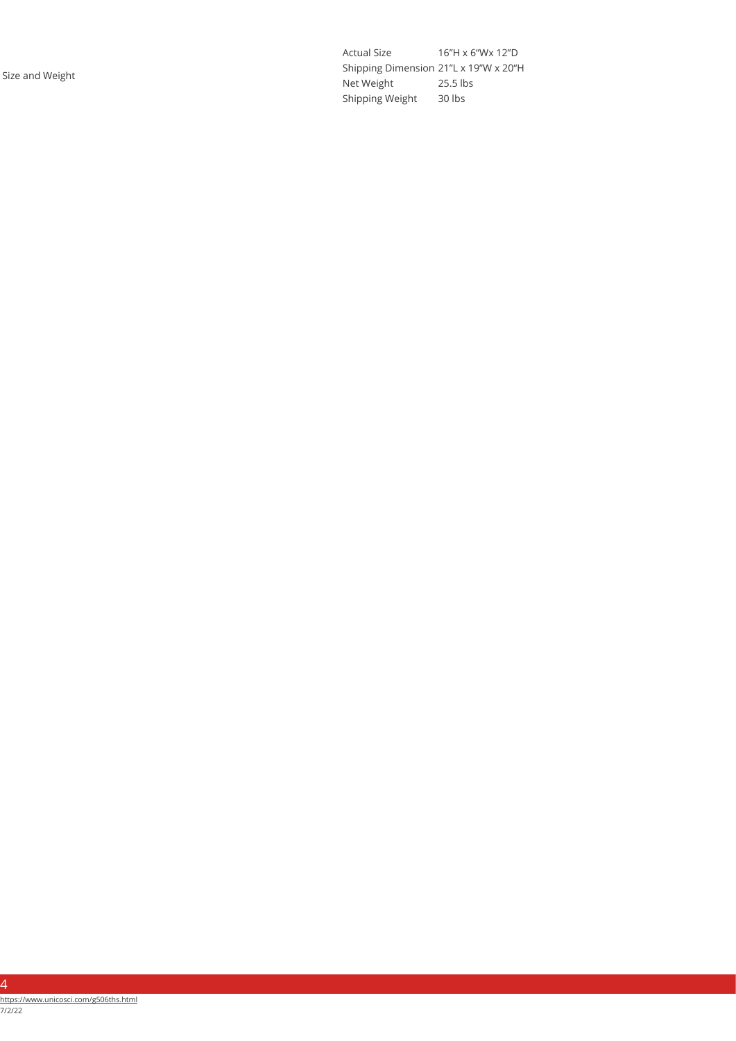| | | |
|---|---|---|
| Size and Weight | Actual Size | 16"H x 6"Wx 12"D |
| | Shipping Dimension | 21"L x 19"W x 20"H |
| | Net Weight | 25.5 lbs |
| | Shipping Weight | 30 lbs |